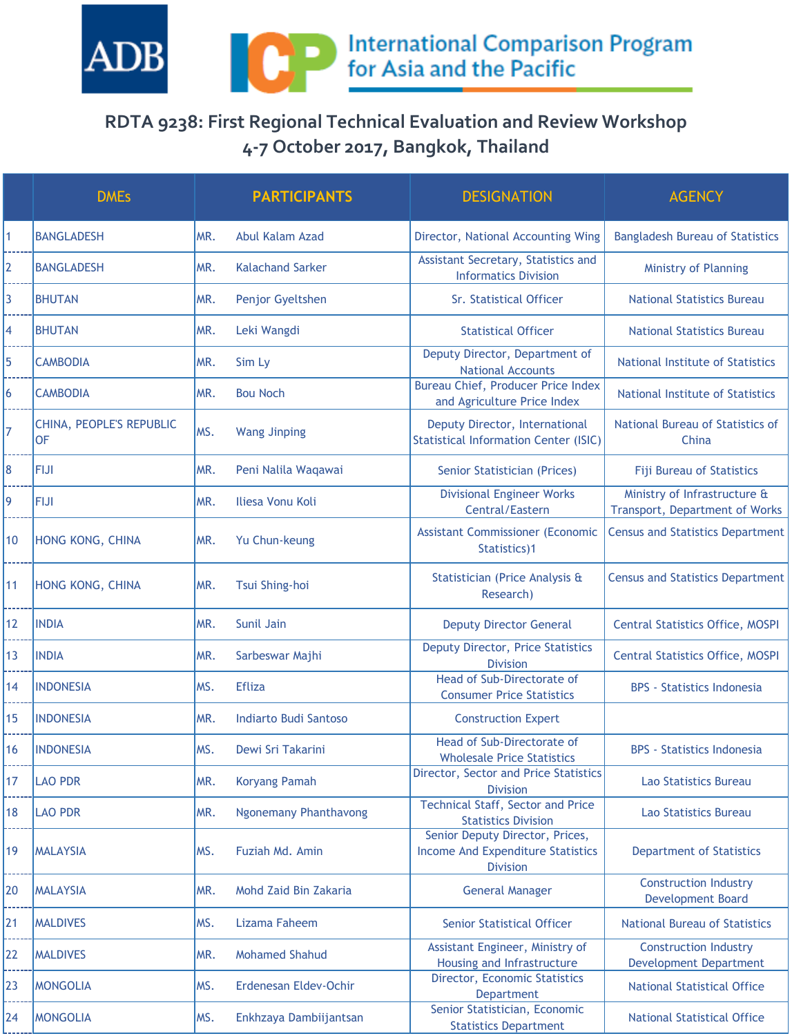ADB

International Comparison Program for Asia and the Pacific

## RDTA 9238: First Regional Technical Evaluation and Review Workshop
## 4-7 October 2017, Bangkok, Thailand

| | DMEs | PARTICIPANTS | | DESIGNATION | AGENCY |
|---|---|---|---|---|---|
| 1 | BANGLADESH | MR. | Abul Kalam Azad | Director, National Accounting Wing | Bangladesh Bureau of Statistics |
| 2 | BANGLADESH | MR. | Kalachand Sarker | Assistant Secretary, Statistics and Informatics Division | Ministry of Planning |
| 3 | BHUTAN | MR. | Penjor Gyeltshen | Sr. Statistical Officer | National Statistics Bureau |
| 4 | BHUTAN | MR. | Leki Wangdi | Statistical Officer | National Statistics Bureau |
| 5 | CAMBODIA | MR. | Sim Ly | Deputy Director, Department of National Accounts | National Institute of Statistics |
| 6 | CAMBODIA | MR. | Bou Noch | Bureau Chief, Producer Price Index and Agriculture Price Index | National Institute of Statistics |
| 7 | CHINA, PEOPLE'S REPUBLIC OF | MS. | Wang Jinping | Deputy Director, International Statistical Information Center (ISIC) | National Bureau of Statistics of China |
| 8 | FIJI | MR. | Peni Nalila Waqawai | Senior Statistician (Prices) | Fiji Bureau of Statistics |
| 9 | FIJI | MR. | Iliesa Vonu Koli | Divisional Engineer Works Central/Eastern | Ministry of Infrastructure & Transport, Department of Works |
| 10 | HONG KONG, CHINA | MR. | Yu Chun-keung | Assistant Commissioner (Economic Statistics)1 | Census and Statistics Department |
| 11 | HONG KONG, CHINA | MR. | Tsui Shing-hoi | Statistician (Price Analysis & Research) | Census and Statistics Department |
| 12 | INDIA | MR. | Sunil Jain | Deputy Director General | Central Statistics Office, MOSPI |
| 13 | INDIA | MR. | Sarbeswar Majhi | Deputy Director, Price Statistics Division | Central Statistics Office, MOSPI |
| 14 | INDONESIA | MS. | Efliza | Head of Sub-Directorate of Consumer Price Statistics | BPS - Statistics Indonesia |
| 15 | INDONESIA | MR. | Indiarto Budi Santoso | Construction Expert | |
| 16 | INDONESIA | MS. | Dewi Sri Takarini | Head of Sub-Directorate of Wholesale Price Statistics | BPS - Statistics Indonesia |
| 17 | LAO PDR | MR. | Koryang Pamah | Director, Sector and Price Statistics Division | Lao Statistics Bureau |
| 18 | LAO PDR | MR. | Ngonemany Phanthavong | Technical Staff, Sector and Price Statistics Division | Lao Statistics Bureau |
| 19 | MALAYSIA | MS. | Fuziah Md. Amin | Senior Deputy Director, Prices, Income And Expenditure Statistics Division | Department of Statistics |
| 20 | MALAYSIA | MR. | Mohd Zaid Bin Zakaria | General Manager | Construction Industry Development Board |
| 21 | MALDIVES | MS. | Lizama Faheem | Senior Statistical Officer | National Bureau of Statistics |
| 22 | MALDIVES | MR. | Mohamed Shahud | Assistant Engineer, Ministry of Housing and Infrastructure | Construction Industry Development Department |
| 23 | MONGOLIA | MS. | Erdenesan Eldev-Ochir | Director, Economic Statistics Department | National Statistical Office |
| 24 | MONGOLIA | MS. | Enkhzaya Dambiijantsan | Senior Statistician, Economic Statistics Department | National Statistical Office |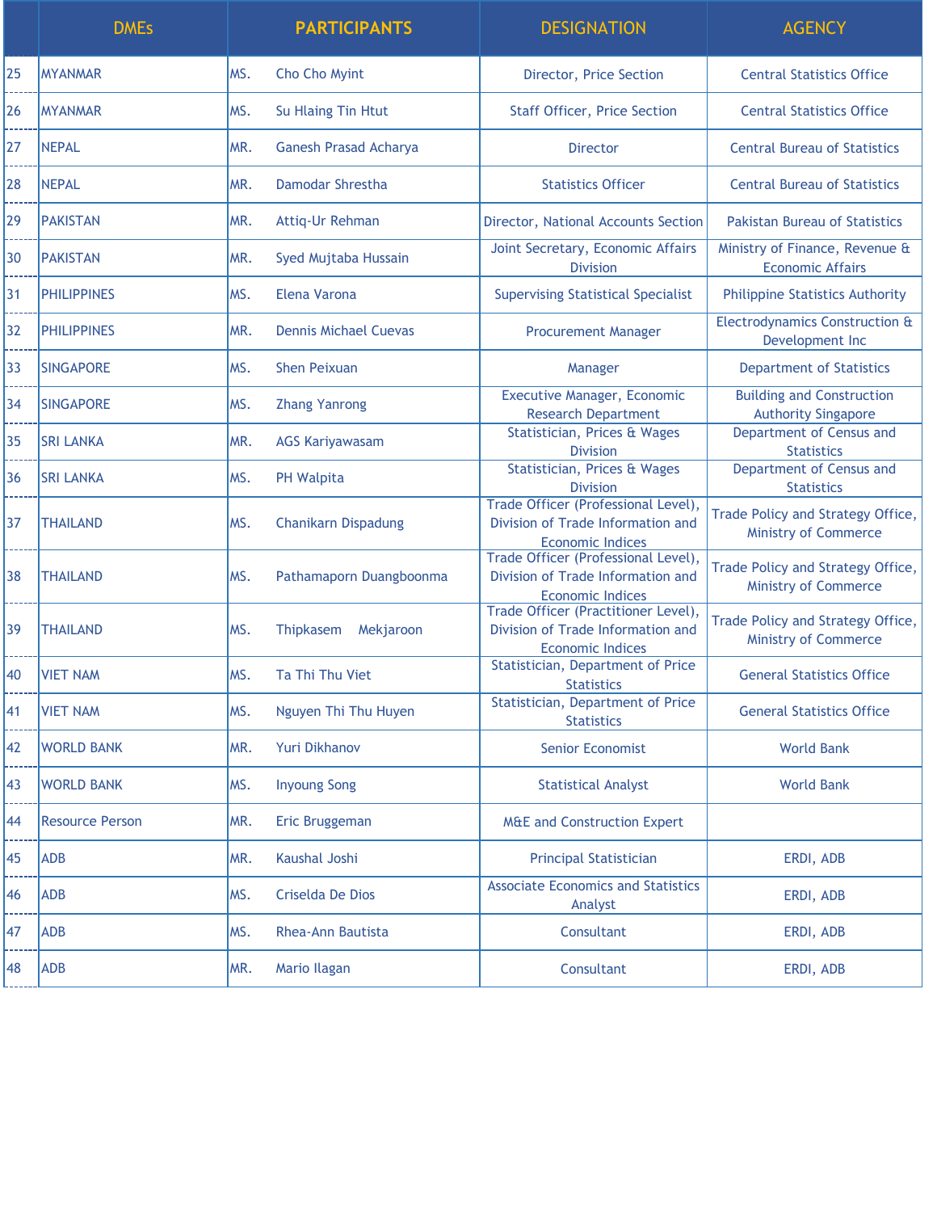| | DMEs | PARTICIPANTS | | DESIGNATION | AGENCY |
|---|---|---|---|---|---|
| 25 | MYANMAR | MS. | Cho Cho Myint | Director, Price Section | Central Statistics Office |
| 26 | MYANMAR | MS. | Su Hlaing Tin Htut | Staff Officer, Price Section | Central Statistics Office |
| 27 | NEPAL | MR. | Ganesh Prasad Acharya | Director | Central Bureau of Statistics |
| 28 | NEPAL | MR. | Damodar Shrestha | Statistics Officer | Central Bureau of Statistics |
| 29 | PAKISTAN | MR. | Attiq-Ur Rehman | Director, National Accounts Section | Pakistan Bureau of Statistics |
| 30 | PAKISTAN | MR. | Syed Mujtaba Hussain | Joint Secretary, Economic Affairs Division | Ministry of Finance, Revenue & Economic Affairs |
| 31 | PHILIPPINES | MS. | Elena Varona | Supervising Statistical Specialist | Philippine Statistics Authority |
| 32 | PHILIPPINES | MR. | Dennis Michael Cuevas | Procurement Manager | Electrodynamics Construction & Development Inc |
| 33 | SINGAPORE | MS. | Shen Peixuan | Manager | Department of Statistics |
| 34 | SINGAPORE | MS. | Zhang Yanrong | Executive Manager, Economic Research Department | Building and Construction Authority Singapore |
| 35 | SRI LANKA | MR. | AGS Kariyawasam | Statistician, Prices & Wages Division | Department of Census and Statistics |
| 36 | SRI LANKA | MS. | PH Walpita | Statistician, Prices & Wages Division | Department of Census and Statistics |
| 37 | THAILAND | MS. | Chanikarn Dispadung | Trade Officer (Professional Level), Division of Trade Information and Economic Indices | Trade Policy and Strategy Office, Ministry of Commerce |
| 38 | THAILAND | MS. | Pathamaporn Duangboonma | Trade Officer (Professional Level), Division of Trade Information and Economic Indices | Trade Policy and Strategy Office, Ministry of Commerce |
| 39 | THAILAND | MS. | Thipkasem Mekjaroon | Trade Officer (Practitioner Level), Division of Trade Information and Economic Indices | Trade Policy and Strategy Office, Ministry of Commerce |
| 40 | VIET NAM | MS. | Ta Thi Thu Viet | Statistician, Department of Price Statistics | General Statistics Office |
| 41 | VIET NAM | MS. | Nguyen Thi Thu Huyen | Statistician, Department of Price Statistics | General Statistics Office |
| 42 | WORLD BANK | MR. | Yuri Dikhanov | Senior Economist | World Bank |
| 43 | WORLD BANK | MS. | Inyoung Song | Statistical Analyst | World Bank |
| 44 | Resource Person | MR. | Eric Bruggeman | M&E and Construction Expert | |
| 45 | ADB | MR. | Kaushal Joshi | Principal Statistician | ERDI, ADB |
| 46 | ADB | MS. | Criselda De Dios | Associate Economics and Statistics Analyst | ERDI, ADB |
| 47 | ADB | MS. | Rhea-Ann Bautista | Consultant | ERDI, ADB |
| 48 | ADB | MR. | Mario Ilagan | Consultant | ERDI, ADB |